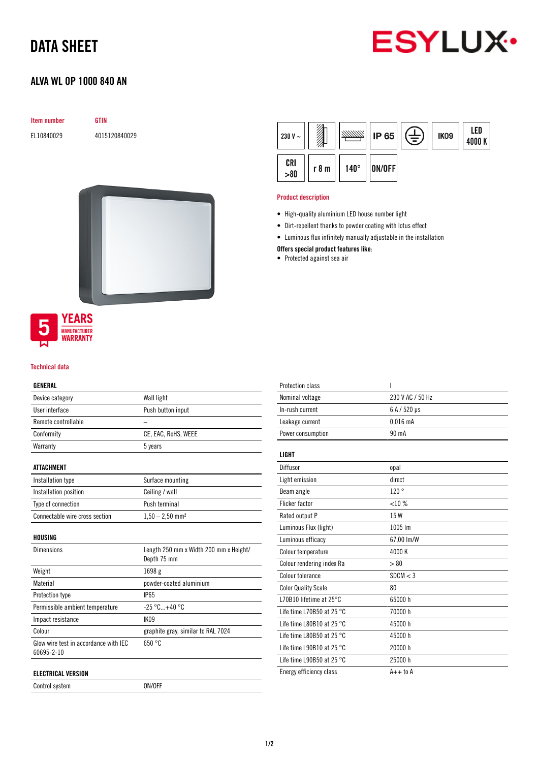# DATA SHEET

## ALVA WL OP 1000 840 AN

| Item number | GTIN |
|---|---|
| EL10840029 | 4015120840029 |

230 V ~ | IP 65 | IK09 | LED 4000 K | CRI >80 | r 8 m | 140° | ON/OFF

5 YEARS MANUFACTURER WARRANTY

### Product description

- High-quality aluminium LED house number light
- Dirt-repellent thanks to powder coating with lotus effect
- Luminous flux infinitely manually adjustable in the installation

**Offers special product features like:**

- Protected against sea air

### Technical data

| GENERAL | |
|---|---|
| Device category | Wall light |
| User interface | Push button input |
| Remote controllable | – |
| Conformity | CE, EAC, RoHS, WEEE |
| Warranty | 5 years |

| ATTACHMENT | |
|---|---|
| Installation type | Surface mounting |
| Installation position | Ceiling / wall |
| Type of connection | Push terminal |
| Connectable wire cross section | 1,50 – 2,50 mm² |

| HOUSING | |
|---|---|
| Dimensions | Length 250 mm x Width 200 mm x Height/ Depth 75 mm |
| Weight | 1698 g |
| Material | powder-coated aluminium |
| Protection type | IP65 |
| Permissible ambient temperature | -25 °C...+40 °C |
| Impact resistance | IK09 |
| Colour | graphite gray, similar to RAL 7024 |
| Glow wire test in accordance with IEC 60695-2-10 | 650 °C |

| ELECTRICAL VERSION | |
|---|---|
| Control system | ON/OFF |
| Protection class | I |
| Nominal voltage | 230 V AC / 50 Hz |
| In-rush current | 6 A / 520 µs |
| Leakage current | 0,016 mA |
| Power consumption | 90 mA |

| LIGHT | |
|---|---|
| Diffusor | opal |
| Light emission | direct |
| Beam angle | 120 ° |
| Flicker factor | <10 % |
| Rated output P | 15 W |
| Luminous Flux (light) | 1005 lm |
| Luminous efficacy | 67,00 lm/W |
| Colour temperature | 4000 K |
| Colour rendering index Ra | > 80 |
| Colour tolerance | SDCM < 3 |
| Color Quality Scale | 80 |
| L70B10 lifetime at 25°C | 65000 h |
| Life time L70B50 at 25 °C | 70000 h |
| Life time L80B10 at 25 °C | 45000 h |
| Life time L80B50 at 25 °C | 45000 h |
| Life time L90B10 at 25 °C | 20000 h |
| Life time L90B50 at 25 °C | 25000 h |
| Energy efficiency class | A++ to A |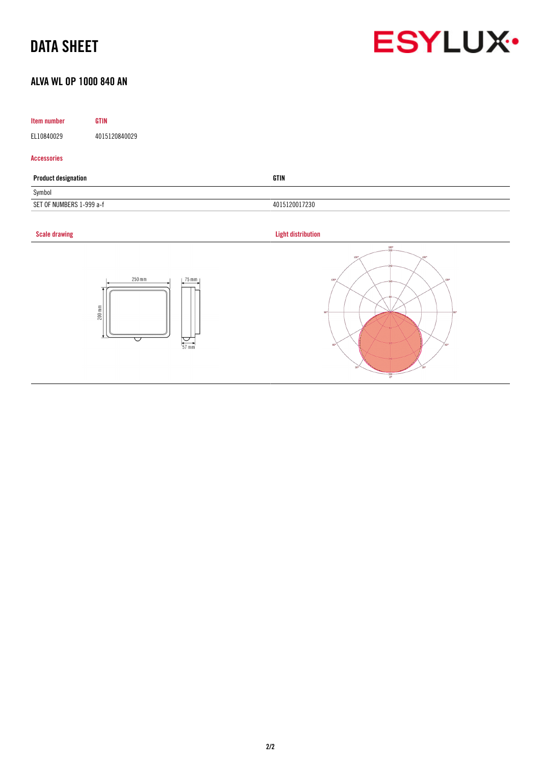# DATA SHEET

## ALVA WL OP 1000 840 AN

| Item number | GTIN |
| --- | --- |
| EL10840029 | 4015120840029 |

### Accessories

| Product designation | GTIN |
| --- | --- |
| Symbol | |
| SET OF NUMBERS 1-999 a-f | 4015120017230 |

### Scale drawing

250 mm
75 mm
200 mm
57 mm

### Light distribution